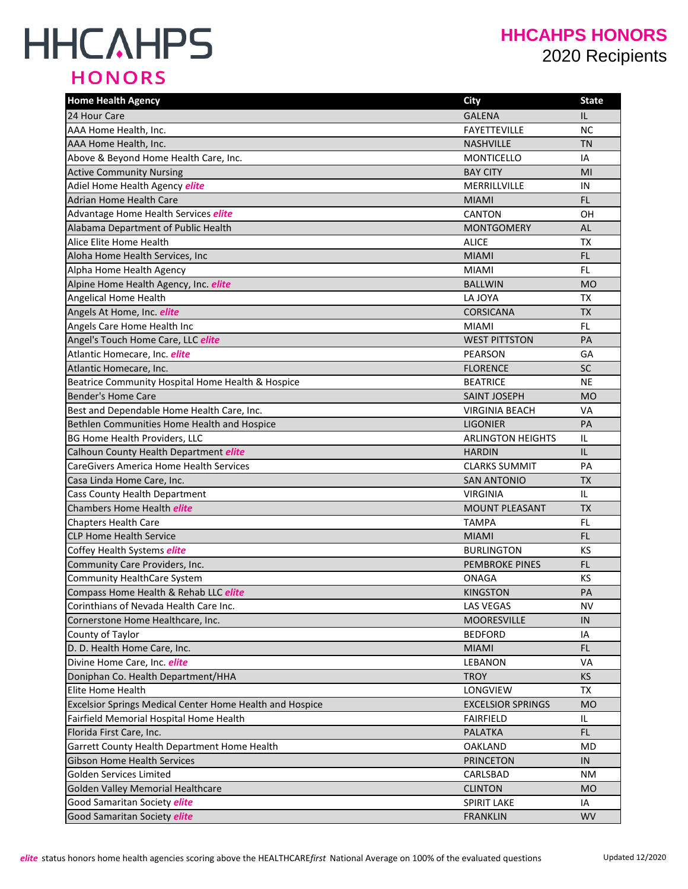# HHCAHPS HONORS

## HHCAHPS HONORS
2020 Recipients

| Home Health Agency | City | State |
|---|---|---|
| 24 Hour Care | GALENA | IL |
| AAA Home Health, Inc. | FAYETTEVILLE | NC |
| AAA Home Health, Inc. | NASHVILLE | TN |
| Above & Beyond Home Health Care, Inc. | MONTICELLO | IA |
| Active Community Nursing | BAY CITY | MI |
| Adiel Home Health Agency ***elite*** | MERRILLVILLE | IN |
| Adrian Home Health Care | MIAMI | FL |
| Advantage Home Health Services ***elite*** | CANTON | OH |
| Alabama Department of Public Health | MONTGOMERY | AL |
| Alice Elite Home Health | ALICE | TX |
| Aloha Home Health Services, Inc | MIAMI | FL |
| Alpha Home Health Agency | MIAMI | FL |
| Alpine Home Health Agency, Inc. ***elite*** | BALLWIN | MO |
| Angelical Home Health | LA JOYA | TX |
| Angels At Home, Inc. ***elite*** | CORSICANA | TX |
| Angels Care Home Health Inc | MIAMI | FL |
| Angel's Touch Home Care, LLC ***elite*** | WEST PITTSTON | PA |
| Atlantic Homecare, Inc. ***elite*** | PEARSON | GA |
| Atlantic Homecare, Inc. | FLORENCE | SC |
| Beatrice Community Hospital Home Health & Hospice | BEATRICE | NE |
| Bender's Home Care | SAINT JOSEPH | MO |
| Best and Dependable Home Health Care, Inc. | VIRGINIA BEACH | VA |
| Bethlen Communities Home Health and Hospice | LIGONIER | PA |
| BG Home Health Providers, LLC | ARLINGTON HEIGHTS | IL |
| Calhoun County Health Department ***elite*** | HARDIN | IL |
| CareGivers America Home Health Services | CLARKS SUMMIT | PA |
| Casa Linda Home Care, Inc. | SAN ANTONIO | TX |
| Cass County Health Department | VIRGINIA | IL |
| Chambers Home Health ***elite*** | MOUNT PLEASANT | TX |
| Chapters Health Care | TAMPA | FL |
| CLP Home Health Service | MIAMI | FL |
| Coffey Health Systems ***elite*** | BURLINGTON | KS |
| Community Care Providers, Inc. | PEMBROKE PINES | FL |
| Community HealthCare System | ONAGA | KS |
| Compass Home Health & Rehab LLC ***elite*** | KINGSTON | PA |
| Corinthians of Nevada Health Care Inc. | LAS VEGAS | NV |
| Cornerstone Home Healthcare, Inc. | MOORESVILLE | IN |
| County of Taylor | BEDFORD | IA |
| D. D. Health Home Care, Inc. | MIAMI | FL |
| Divine Home Care, Inc. ***elite*** | LEBANON | VA |
| Doniphan Co. Health Department/HHA | TROY | KS |
| Elite Home Health | LONGVIEW | TX |
| Excelsior Springs Medical Center Home Health and Hospice | EXCELSIOR SPRINGS | MO |
| Fairfield Memorial Hospital Home Health | FAIRFIELD | IL |
| Florida First Care, Inc. | PALATKA | FL |
| Garrett County Health Department Home Health | OAKLAND | MD |
| Gibson Home Health Services | PRINCETON | IN |
| Golden Services Limited | CARLSBAD | NM |
| Golden Valley Memorial Healthcare | CLINTON | MO |
| Good Samaritan Society ***elite*** | SPIRIT LAKE | IA |
| Good Samaritan Society ***elite*** | FRANKLIN | WV |

***elite*** status honors home health agencies scoring above the HEALTHCARE*first* National Average on 100% of the evaluated questions

Updated 12/2020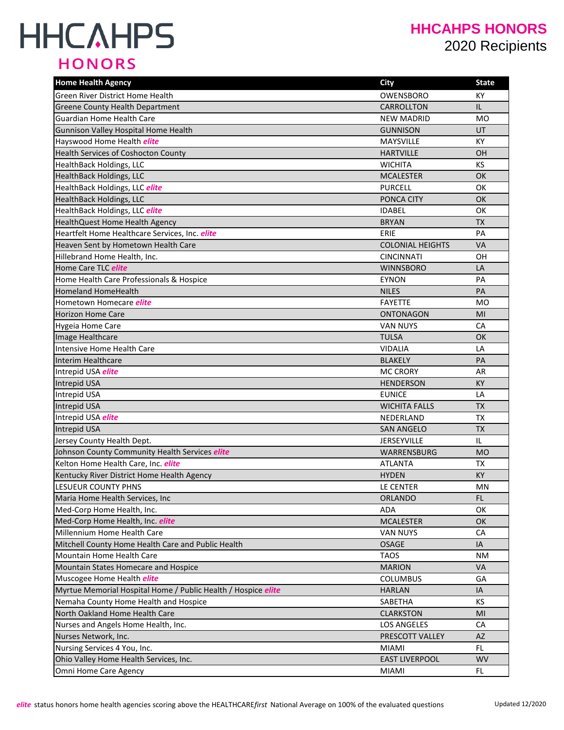# HHCAHPS HONORS

**HHCAHPS HONORS**
2020 Recipients

| Home Health Agency | City | State |
|---|---|---|
| Green River District Home Health | OWENSBORO | KY |
| Greene County Health Department | CARROLLTON | IL |
| Guardian Home Health Care | NEW MADRID | MO |
| Gunnison Valley Hospital Home Health | GUNNISON | UT |
| Hayswood Home Health ***elite*** | MAYSVILLE | KY |
| Health Services of Coshocton County | HARTVILLE | OH |
| HealthBack Holdings, LLC | WICHITA | KS |
| HealthBack Holdings, LLC | MCALESTER | OK |
| HealthBack Holdings, LLC ***elite*** | PURCELL | OK |
| HealthBack Holdings, LLC | PONCA CITY | OK |
| HealthBack Holdings, LLC ***elite*** | IDABEL | OK |
| HealthQuest Home Health Agency | BRYAN | TX |
| Heartfelt Home Healthcare Services, Inc. ***elite*** | ERIE | PA |
| Heaven Sent by Hometown Health Care | COLONIAL HEIGHTS | VA |
| Hillebrand Home Health, Inc. | CINCINNATI | OH |
| Home Care TLC ***elite*** | WINNSBORO | LA |
| Home Health Care Professionals & Hospice | EYNON | PA |
| Homeland HomeHealth | NILES | PA |
| Hometown Homecare ***elite*** | FAYETTE | MO |
| Horizon Home Care | ONTONAGON | MI |
| Hygeia Home Care | VAN NUYS | CA |
| Image Healthcare | TULSA | OK |
| Intensive Home Health Care | VIDALIA | LA |
| Interim Healthcare | BLAKELY | PA |
| Intrepid USA ***elite*** | MC CRORY | AR |
| Intrepid USA | HENDERSON | KY |
| Intrepid USA | EUNICE | LA |
| Intrepid USA | WICHITA FALLS | TX |
| Intrepid USA ***elite*** | NEDERLAND | TX |
| Intrepid USA | SAN ANGELO | TX |
| Jersey County Health Dept. | JERSEYVILLE | IL |
| Johnson County Community Health Services ***elite*** | WARRENSBURG | MO |
| Kelton Home Health Care, Inc. ***elite*** | ATLANTA | TX |
| Kentucky River District Home Health Agency | HYDEN | KY |
| LESUEUR COUNTY PHNS | LE CENTER | MN |
| Maria Home Health Services, Inc | ORLANDO | FL |
| Med-Corp Home Health, Inc. | ADA | OK |
| Med-Corp Home Health, Inc. ***elite*** | MCALESTER | OK |
| Millennium Home Health Care | VAN NUYS | CA |
| Mitchell County Home Health Care and Public Health | OSAGE | IA |
| Mountain Home Health Care | TAOS | NM |
| Mountain States Homecare and Hospice | MARION | VA |
| Muscogee Home Health ***elite*** | COLUMBUS | GA |
| Myrtue Memorial Hospital Home / Public Health / Hospice ***elite*** | HARLAN | IA |
| Nemaha County Home Health and Hospice | SABETHA | KS |
| North Oakland Home Health Care | CLARKSTON | MI |
| Nurses and Angels Home Health, Inc. | LOS ANGELES | CA |
| Nurses Network, Inc. | PRESCOTT VALLEY | AZ |
| Nursing Services 4 You, Inc. | MIAMI | FL |
| Ohio Valley Home Health Services, Inc. | EAST LIVERPOOL | WV |
| Omni Home Care Agency | MIAMI | FL |

***elite*** status honors home health agencies scoring above the HEALTHCARE*first* National Average on 100% of the evaluated questions

Updated 12/2020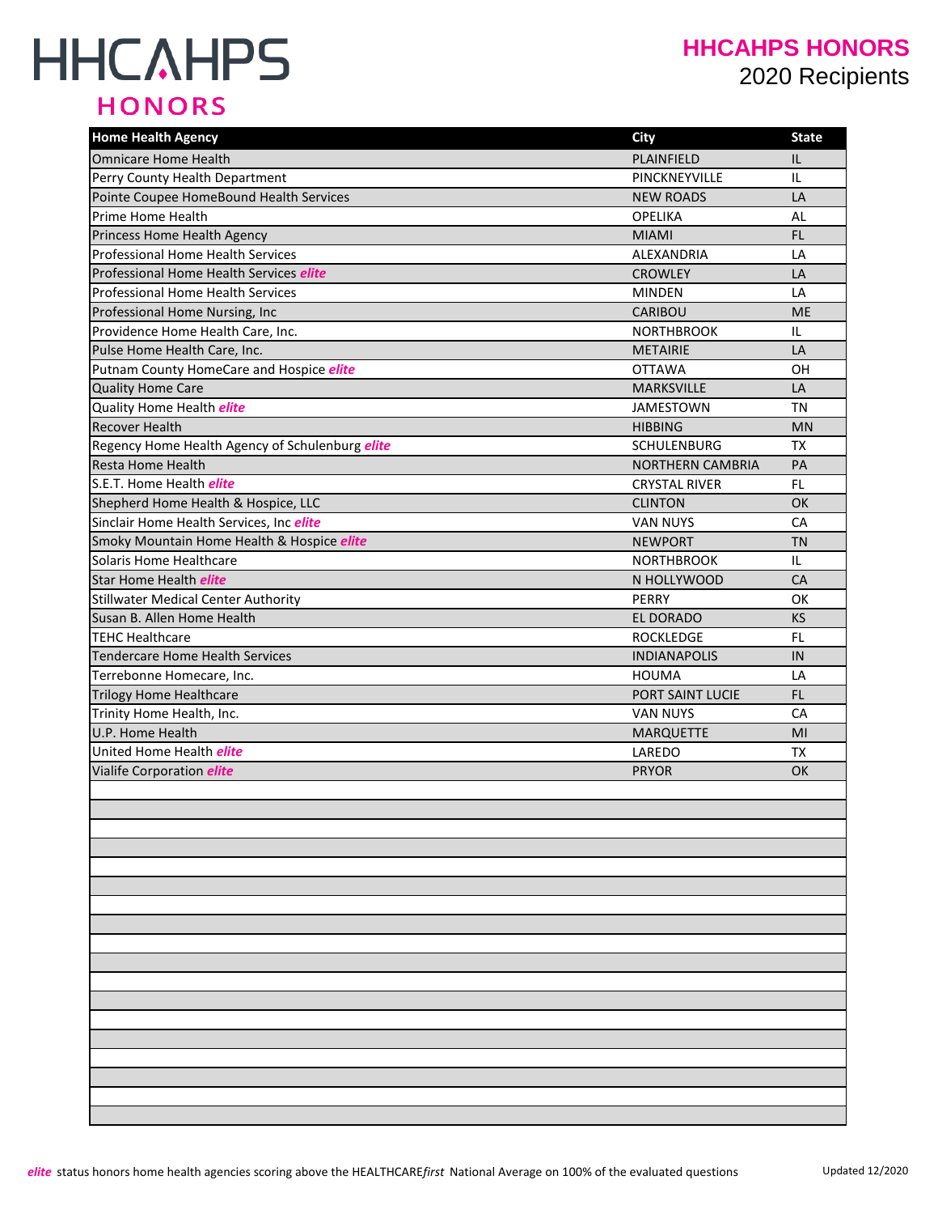# HHCAHPS HONORS

## HHCAHPS HONORS
2020 Recipients

| Home Health Agency | City | State |
|---|---|---|
| Omnicare Home Health | PLAINFIELD | IL |
| Perry County Health Department | PINCKNEYVILLE | IL |
| Pointe Coupee HomeBound Health Services | NEW ROADS | LA |
| Prime Home Health | OPELIKA | AL |
| Princess Home Health Agency | MIAMI | FL |
| Professional Home Health Services | ALEXANDRIA | LA |
| Professional Home Health Services ***elite*** | CROWLEY | LA |
| Professional Home Health Services | MINDEN | LA |
| Professional Home Nursing, Inc | CARIBOU | ME |
| Providence Home Health Care, Inc. | NORTHBROOK | IL |
| Pulse Home Health Care, Inc. | METAIRIE | LA |
| Putnam County HomeCare and Hospice ***elite*** | OTTAWA | OH |
| Quality Home Care | MARKSVILLE | LA |
| Quality Home Health ***elite*** | JAMESTOWN | TN |
| Recover Health | HIBBING | MN |
| Regency Home Health Agency of Schulenburg ***elite*** | SCHULENBURG | TX |
| Resta Home Health | NORTHERN CAMBRIA | PA |
| S.E.T. Home Health ***elite*** | CRYSTAL RIVER | FL |
| Shepherd Home Health & Hospice, LLC | CLINTON | OK |
| Sinclair Home Health Services, Inc ***elite*** | VAN NUYS | CA |
| Smoky Mountain Home Health & Hospice ***elite*** | NEWPORT | TN |
| Solaris Home Healthcare | NORTHBROOK | IL |
| Star Home Health ***elite*** | N HOLLYWOOD | CA |
| Stillwater Medical Center Authority | PERRY | OK |
| Susan B. Allen Home Health | EL DORADO | KS |
| TEHC Healthcare | ROCKLEDGE | FL |
| Tendercare Home Health Services | INDIANAPOLIS | IN |
| Terrebonne Homecare, Inc. | HOUMA | LA |
| Trilogy Home Healthcare | PORT SAINT LUCIE | FL |
| Trinity Home Health, Inc. | VAN NUYS | CA |
| U.P. Home Health | MARQUETTE | MI |
| United Home Health ***elite*** | LAREDO | TX |
| Vialife Corporation ***elite*** | PRYOR | OK |

***elite*** status honors home health agencies scoring above the HEALTHCARE*first* National Average on 100% of the evaluated questions

Updated 12/2020